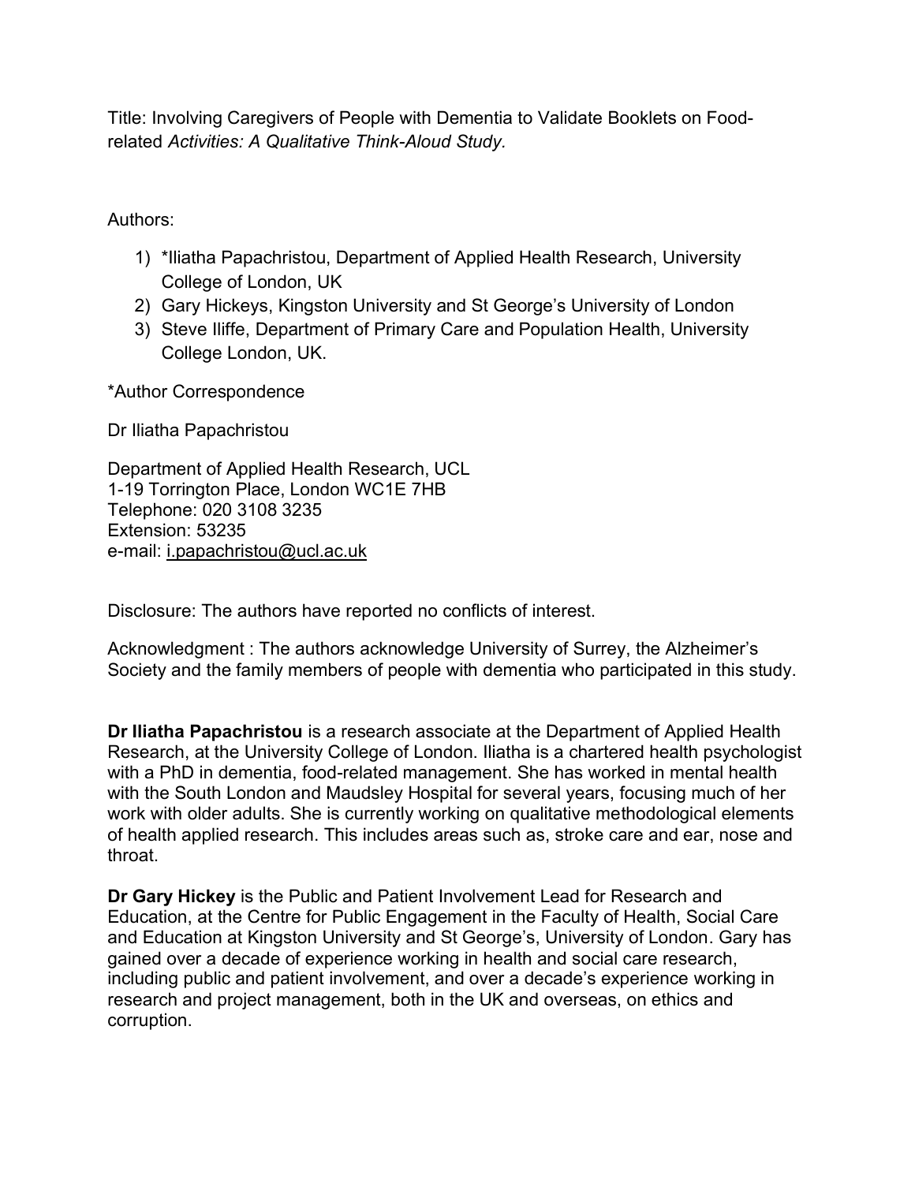Title: Involving Caregivers of People with Dementia to Validate Booklets on Food-related *Activities: A Qualitative Think-Aloud Study.*

Authors:

1) *Iliatha Papachristou, Department of Applied Health Research, University College of London, UK
2) Gary Hickeys, Kingston University and St George's University of London
3) Steve Iliffe, Department of Primary Care and Population Health, University College London, UK.

*Author Correspondence

Dr Iliatha Papachristou

Department of Applied Health Research, UCL
1-19 Torrington Place, London WC1E 7HB
Telephone: 020 3108 3235
Extension: 53235
e-mail: i.papachristou@ucl.ac.uk

Disclosure: The authors have reported no conflicts of interest.

Acknowledgment : The authors acknowledge University of Surrey, the Alzheimer's Society and the family members of people with dementia who participated in this study.

**Dr Iliatha Papachristou** is a research associate at the Department of Applied Health Research, at the University College of London. Iliatha is a chartered health psychologist with a PhD in dementia, food-related management. She has worked in mental health with the South London and Maudsley Hospital for several years, focusing much of her work with older adults. She is currently working on qualitative methodological elements of health applied research. This includes areas such as, stroke care and ear, nose and throat.

**Dr Gary Hickey** is the Public and Patient Involvement Lead for Research and Education, at the Centre for Public Engagement in the Faculty of Health, Social Care and Education at Kingston University and St George's, University of London. Gary has gained over a decade of experience working in health and social care research, including public and patient involvement, and over a decade's experience working in research and project management, both in the UK and overseas, on ethics and corruption.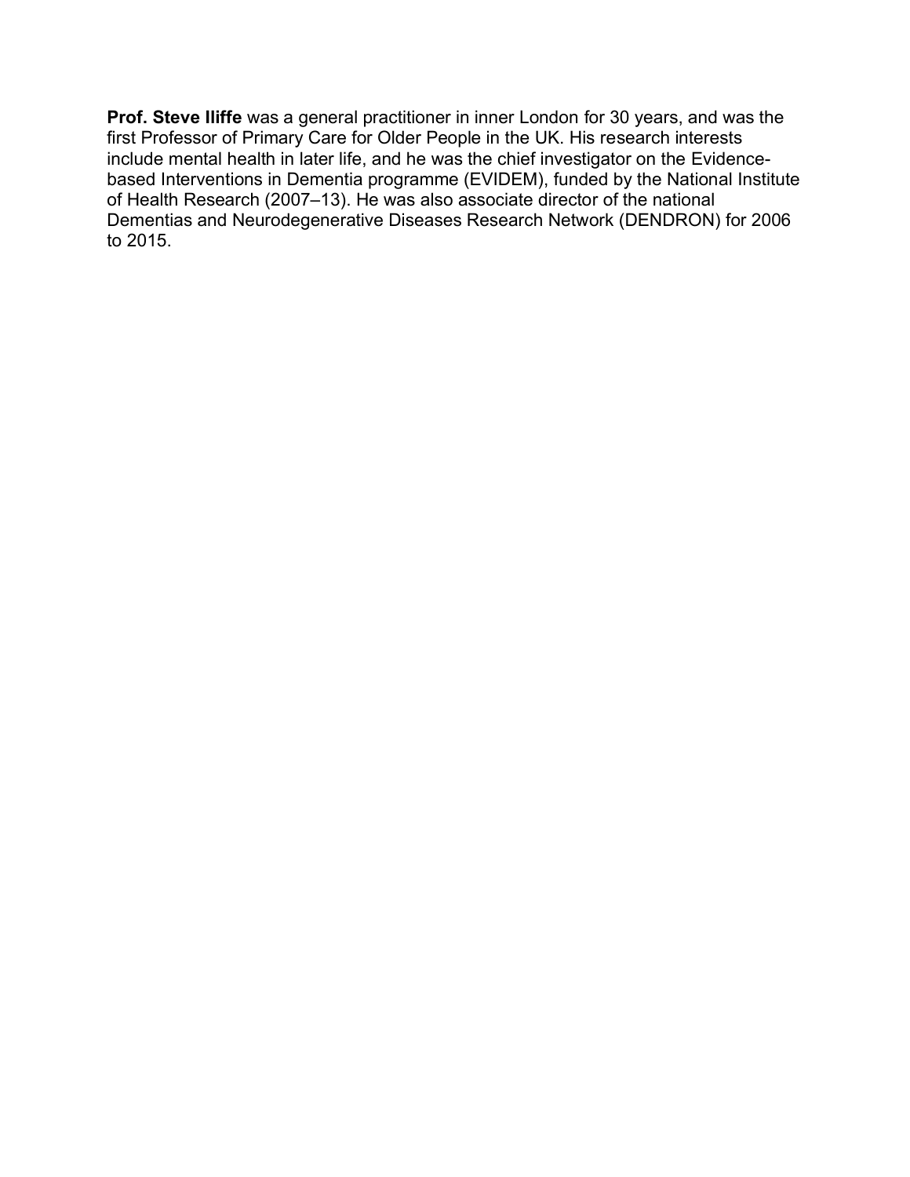**Prof. Steve Iliffe** was a general practitioner in inner London for 30 years, and was the first Professor of Primary Care for Older People in the UK. His research interests include mental health in later life, and he was the chief investigator on the Evidence-based Interventions in Dementia programme (EVIDEM), funded by the National Institute of Health Research (2007–13). He was also associate director of the national Dementias and Neurodegenerative Diseases Research Network (DENDRON) for 2006 to 2015.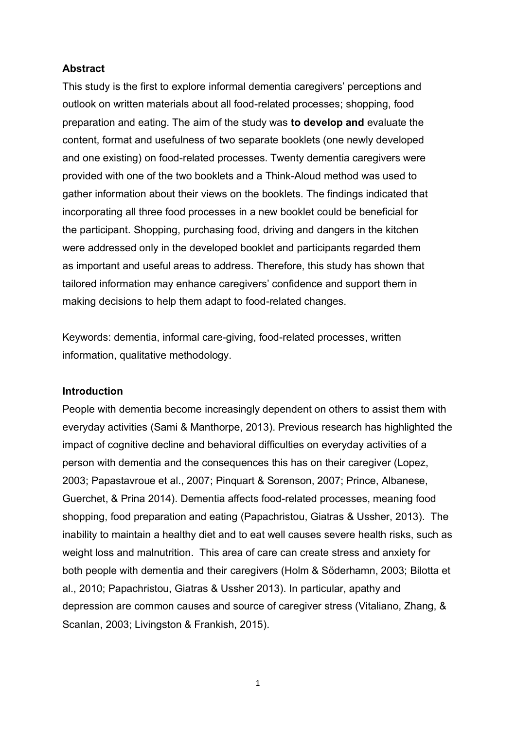## Abstract

This study is the first to explore informal dementia caregivers' perceptions and outlook on written materials about all food-related processes; shopping, food preparation and eating. The aim of the study was **to develop and** evaluate the content, format and usefulness of two separate booklets (one newly developed and one existing) on food-related processes. Twenty dementia caregivers were provided with one of the two booklets and a Think-Aloud method was used to gather information about their views on the booklets. The findings indicated that incorporating all three food processes in a new booklet could be beneficial for the participant. Shopping, purchasing food, driving and dangers in the kitchen were addressed only in the developed booklet and participants regarded them as important and useful areas to address. Therefore, this study has shown that tailored information may enhance caregivers' confidence and support them in making decisions to help them adapt to food-related changes.

Keywords: dementia, informal care-giving, food-related processes, written information, qualitative methodology.

## Introduction

People with dementia become increasingly dependent on others to assist them with everyday activities (Sami & Manthorpe, 2013). Previous research has highlighted the impact of cognitive decline and behavioral difficulties on everyday activities of a person with dementia and the consequences this has on their caregiver (Lopez, 2003; Papastavroue et al., 2007; Pinquart & Sorenson, 2007; Prince, Albanese, Guerchet, & Prina 2014). Dementia affects food-related processes, meaning food shopping, food preparation and eating (Papachristou, Giatras & Ussher, 2013). The inability to maintain a healthy diet and to eat well causes severe health risks, such as weight loss and malnutrition. This area of care can create stress and anxiety for both people with dementia and their caregivers (Holm & Söderhamn, 2003; Bilotta et al., 2010; Papachristou, Giatras & Ussher 2013). In particular, apathy and depression are common causes and source of caregiver stress (Vitaliano, Zhang, & Scanlan, 2003; Livingston & Frankish, 2015).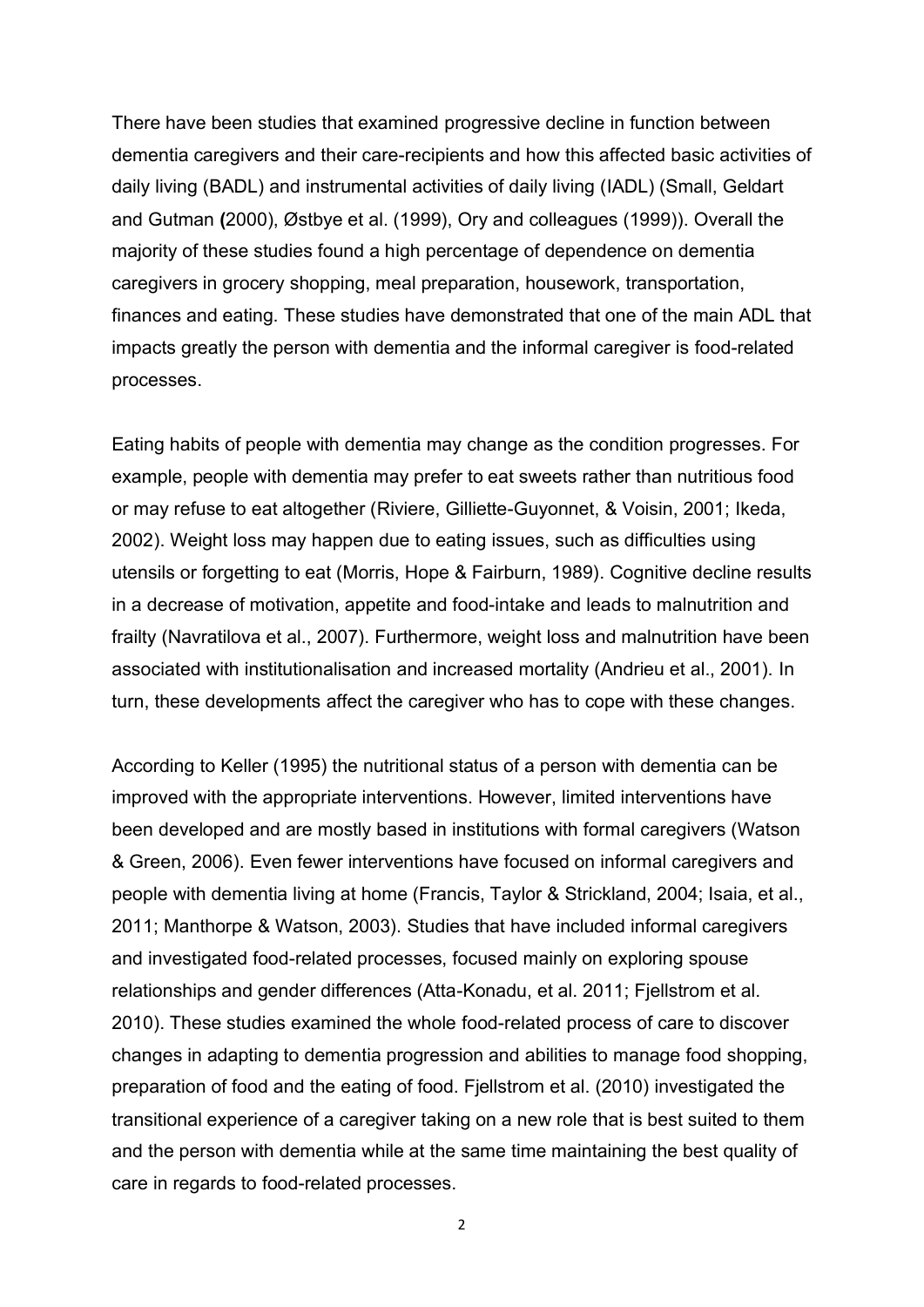There have been studies that examined progressive decline in function between dementia caregivers and their care-recipients and how this affected basic activities of daily living (BADL) and instrumental activities of daily living (IADL) (Small, Geldart and Gutman **(**2000), Østbye et al. (1999), Ory and colleagues (1999)). Overall the majority of these studies found a high percentage of dependence on dementia caregivers in grocery shopping, meal preparation, housework, transportation, finances and eating. These studies have demonstrated that one of the main ADL that impacts greatly the person with dementia and the informal caregiver is food-related processes.

Eating habits of people with dementia may change as the condition progresses. For example, people with dementia may prefer to eat sweets rather than nutritious food or may refuse to eat altogether (Riviere, Gilliette-Guyonnet, & Voisin, 2001; Ikeda, 2002). Weight loss may happen due to eating issues, such as difficulties using utensils or forgetting to eat (Morris, Hope & Fairburn, 1989). Cognitive decline results in a decrease of motivation, appetite and food-intake and leads to malnutrition and frailty (Navratilova et al., 2007). Furthermore, weight loss and malnutrition have been associated with institutionalisation and increased mortality (Andrieu et al., 2001). In turn, these developments affect the caregiver who has to cope with these changes.

According to Keller (1995) the nutritional status of a person with dementia can be improved with the appropriate interventions. However, limited interventions have been developed and are mostly based in institutions with formal caregivers (Watson & Green, 2006). Even fewer interventions have focused on informal caregivers and people with dementia living at home (Francis, Taylor & Strickland, 2004; Isaia, et al., 2011; Manthorpe & Watson, 2003). Studies that have included informal caregivers and investigated food-related processes, focused mainly on exploring spouse relationships and gender differences (Atta-Konadu, et al. 2011; Fjellstrom et al. 2010). These studies examined the whole food-related process of care to discover changes in adapting to dementia progression and abilities to manage food shopping, preparation of food and the eating of food. Fjellstrom et al. (2010) investigated the transitional experience of a caregiver taking on a new role that is best suited to them and the person with dementia while at the same time maintaining the best quality of care in regards to food-related processes.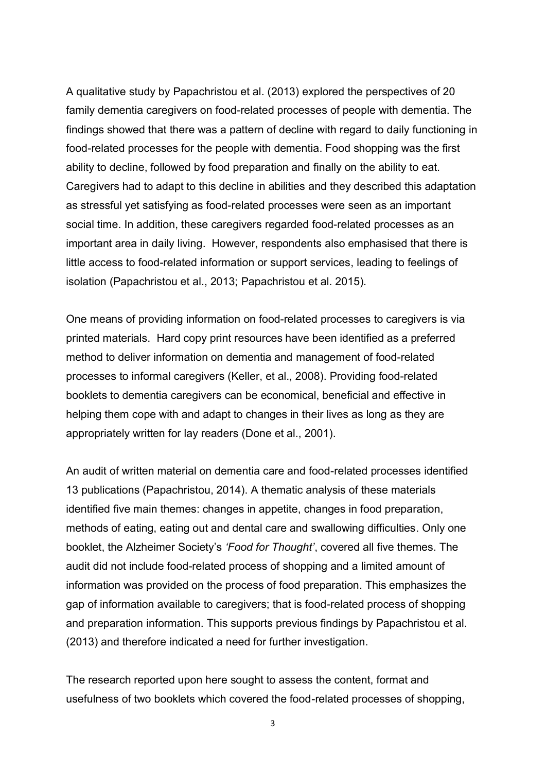A qualitative study by Papachristou et al. (2013) explored the perspectives of 20 family dementia caregivers on food-related processes of people with dementia. The findings showed that there was a pattern of decline with regard to daily functioning in food-related processes for the people with dementia. Food shopping was the first ability to decline, followed by food preparation and finally on the ability to eat. Caregivers had to adapt to this decline in abilities and they described this adaptation as stressful yet satisfying as food-related processes were seen as an important social time. In addition, these caregivers regarded food-related processes as an important area in daily living. However, respondents also emphasised that there is little access to food-related information or support services, leading to feelings of isolation (Papachristou et al., 2013; Papachristou et al. 2015).

One means of providing information on food-related processes to caregivers is via printed materials. Hard copy print resources have been identified as a preferred method to deliver information on dementia and management of food-related processes to informal caregivers (Keller, et al., 2008). Providing food-related booklets to dementia caregivers can be economical, beneficial and effective in helping them cope with and adapt to changes in their lives as long as they are appropriately written for lay readers (Done et al., 2001).

An audit of written material on dementia care and food-related processes identified 13 publications (Papachristou, 2014). A thematic analysis of these materials identified five main themes: changes in appetite, changes in food preparation, methods of eating, eating out and dental care and swallowing difficulties. Only one booklet, the Alzheimer Society's *'Food for Thought'*, covered all five themes. The audit did not include food-related process of shopping and a limited amount of information was provided on the process of food preparation. This emphasizes the gap of information available to caregivers; that is food-related process of shopping and preparation information. This supports previous findings by Papachristou et al. (2013) and therefore indicated a need for further investigation.

The research reported upon here sought to assess the content, format and usefulness of two booklets which covered the food-related processes of shopping,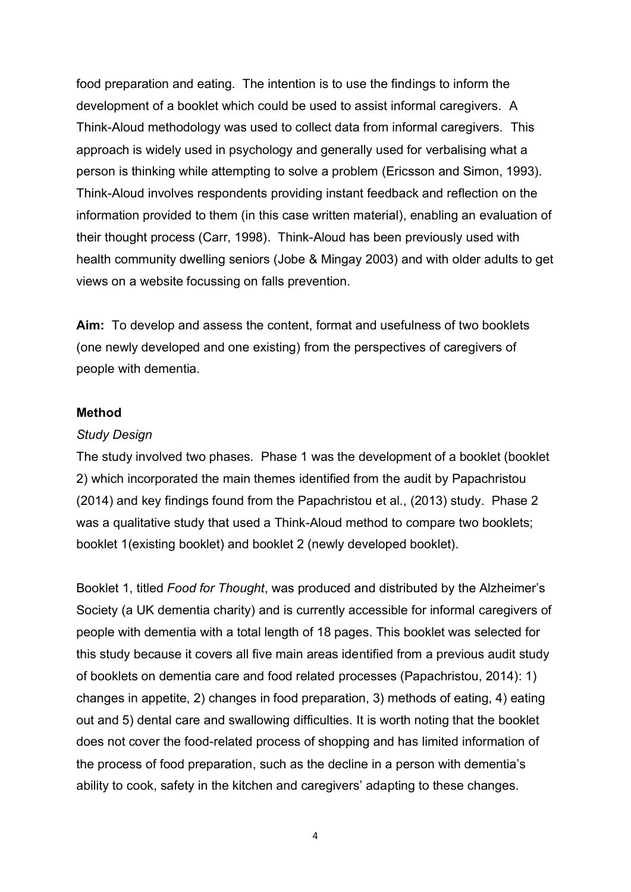food preparation and eating. The intention is to use the findings to inform the development of a booklet which could be used to assist informal caregivers. A Think-Aloud methodology was used to collect data from informal caregivers. This approach is widely used in psychology and generally used for verbalising what a person is thinking while attempting to solve a problem (Ericsson and Simon, 1993). Think-Aloud involves respondents providing instant feedback and reflection on the information provided to them (in this case written material), enabling an evaluation of their thought process (Carr, 1998). Think-Aloud has been previously used with health community dwelling seniors (Jobe & Mingay 2003) and with older adults to get views on a website focussing on falls prevention.

**Aim:** To develop and assess the content, format and usefulness of two booklets (one newly developed and one existing) from the perspectives of caregivers of people with dementia.

**Method**

*Study Design*

The study involved two phases. Phase 1 was the development of a booklet (booklet 2) which incorporated the main themes identified from the audit by Papachristou (2014) and key findings found from the Papachristou et al., (2013) study. Phase 2 was a qualitative study that used a Think-Aloud method to compare two booklets; booklet 1(existing booklet) and booklet 2 (newly developed booklet).

Booklet 1, titled *Food for Thought*, was produced and distributed by the Alzheimer's Society (a UK dementia charity) and is currently accessible for informal caregivers of people with dementia with a total length of 18 pages. This booklet was selected for this study because it covers all five main areas identified from a previous audit study of booklets on dementia care and food related processes (Papachristou, 2014): 1) changes in appetite, 2) changes in food preparation, 3) methods of eating, 4) eating out and 5) dental care and swallowing difficulties. It is worth noting that the booklet does not cover the food-related process of shopping and has limited information of the process of food preparation, such as the decline in a person with dementia's ability to cook, safety in the kitchen and caregivers' adapting to these changes.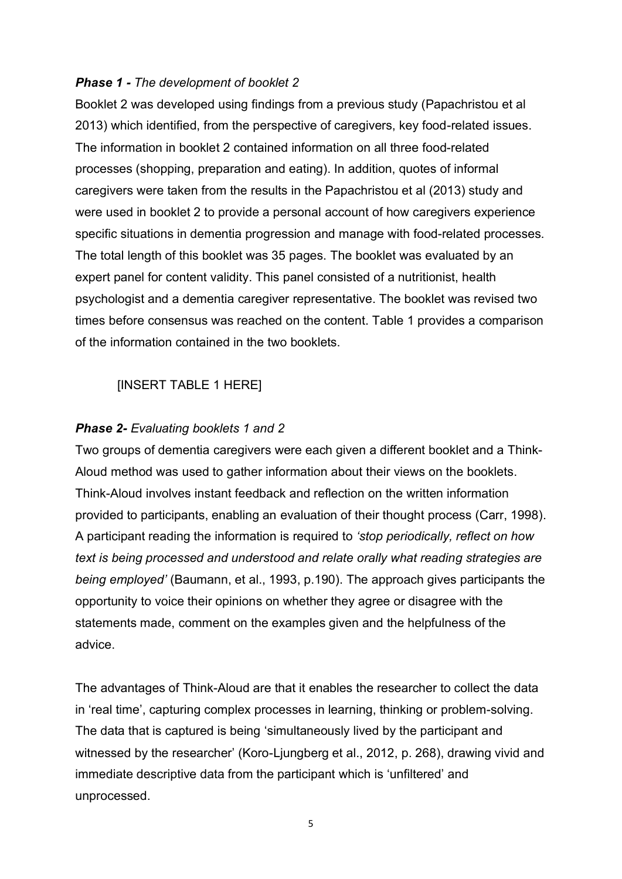***Phase 1 -*** *The development of booklet 2*

Booklet 2 was developed using findings from a previous study (Papachristou et al 2013) which identified, from the perspective of caregivers, key food-related issues. The information in booklet 2 contained information on all three food-related processes (shopping, preparation and eating). In addition, quotes of informal caregivers were taken from the results in the Papachristou et al (2013) study and were used in booklet 2 to provide a personal account of how caregivers experience specific situations in dementia progression and manage with food-related processes. The total length of this booklet was 35 pages. The booklet was evaluated by an expert panel for content validity. This panel consisted of a nutritionist, health psychologist and a dementia caregiver representative. The booklet was revised two times before consensus was reached on the content. Table 1 provides a comparison of the information contained in the two booklets.

[INSERT TABLE 1 HERE]

***Phase 2-*** *Evaluating booklets 1 and 2*

Two groups of dementia caregivers were each given a different booklet and a Think-Aloud method was used to gather information about their views on the booklets. Think-Aloud involves instant feedback and reflection on the written information provided to participants, enabling an evaluation of their thought process (Carr, 1998). A participant reading the information is required to *'stop periodically, reflect on how text is being processed and understood and relate orally what reading strategies are being employed'* (Baumann, et al., 1993, p.190). The approach gives participants the opportunity to voice their opinions on whether they agree or disagree with the statements made, comment on the examples given and the helpfulness of the advice.

The advantages of Think-Aloud are that it enables the researcher to collect the data in 'real time', capturing complex processes in learning, thinking or problem-solving. The data that is captured is being 'simultaneously lived by the participant and witnessed by the researcher' (Koro-Ljungberg et al., 2012, p. 268), drawing vivid and immediate descriptive data from the participant which is 'unfiltered' and unprocessed.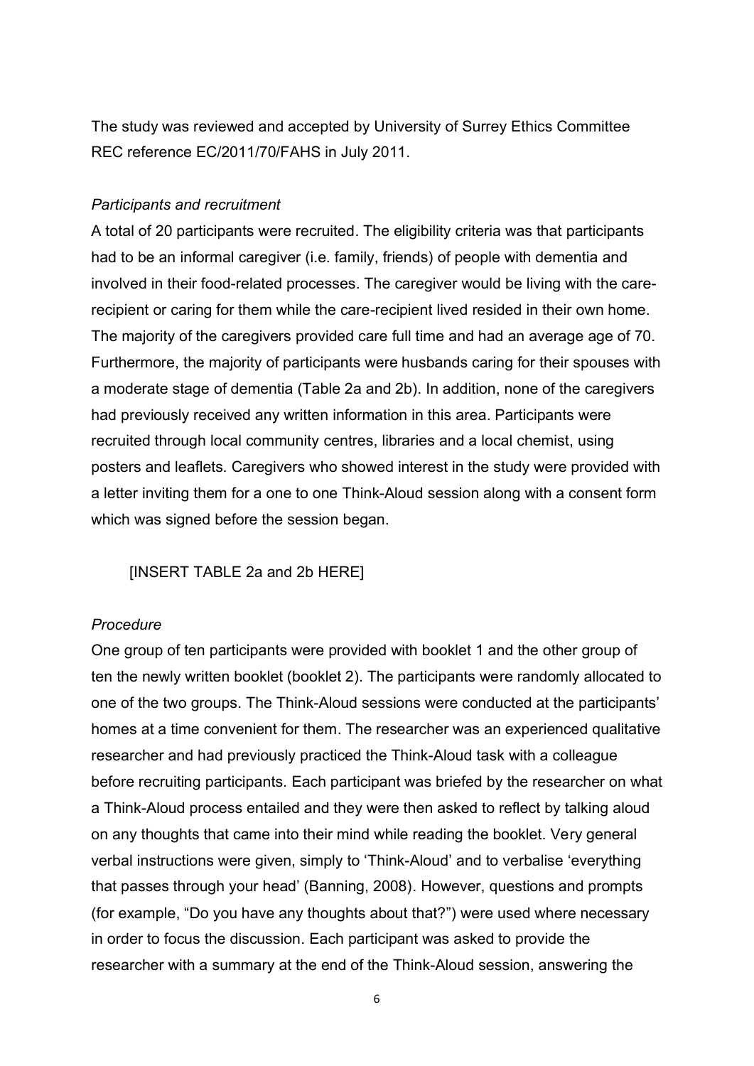The study was reviewed and accepted by University of Surrey Ethics Committee REC reference EC/2011/70/FAHS in July 2011.

*Participants and recruitment*

A total of 20 participants were recruited. The eligibility criteria was that participants had to be an informal caregiver (i.e. family, friends) of people with dementia and involved in their food-related processes. The caregiver would be living with the care-recipient or caring for them while the care-recipient lived resided in their own home. The majority of the caregivers provided care full time and had an average age of 70. Furthermore, the majority of participants were husbands caring for their spouses with a moderate stage of dementia (Table 2a and 2b). In addition, none of the caregivers had previously received any written information in this area. Participants were recruited through local community centres, libraries and a local chemist, using posters and leaflets. Caregivers who showed interest in the study were provided with a letter inviting them for a one to one Think-Aloud session along with a consent form which was signed before the session began.

[INSERT TABLE 2a and 2b HERE]

*Procedure*

One group of ten participants were provided with booklet 1 and the other group of ten the newly written booklet (booklet 2). The participants were randomly allocated to one of the two groups. The Think-Aloud sessions were conducted at the participants' homes at a time convenient for them. The researcher was an experienced qualitative researcher and had previously practiced the Think-Aloud task with a colleague before recruiting participants. Each participant was briefed by the researcher on what a Think-Aloud process entailed and they were then asked to reflect by talking aloud on any thoughts that came into their mind while reading the booklet. Very general verbal instructions were given, simply to 'Think-Aloud' and to verbalise 'everything that passes through your head' (Banning, 2008). However, questions and prompts (for example, "Do you have any thoughts about that?") were used where necessary in order to focus the discussion. Each participant was asked to provide the researcher with a summary at the end of the Think-Aloud session, answering the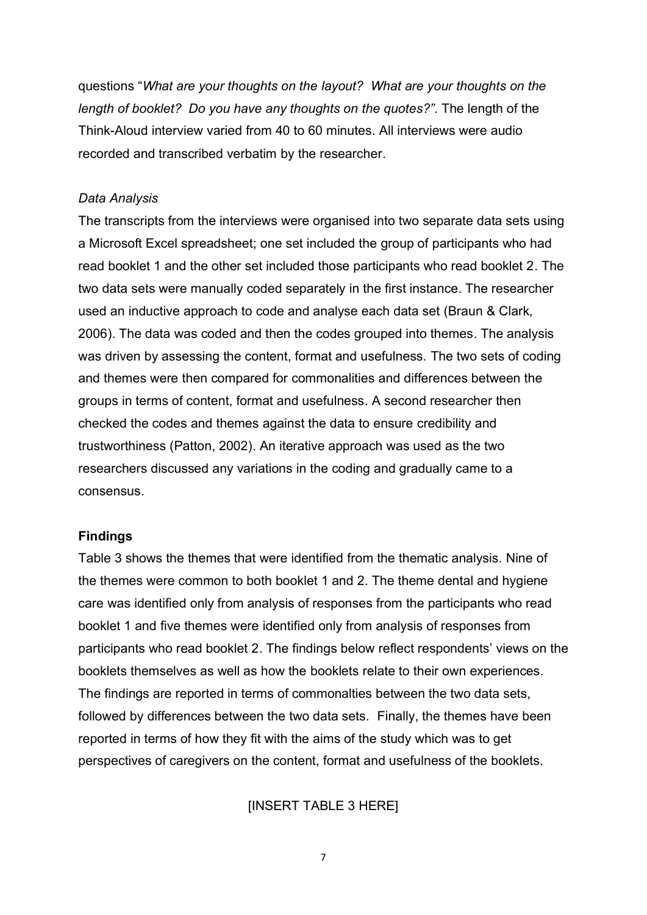questions "*What are your thoughts on the layout? What are your thoughts on the length of booklet? Do you have any thoughts on the quotes?"*. The length of the Think-Aloud interview varied from 40 to 60 minutes. All interviews were audio recorded and transcribed verbatim by the researcher.

*Data Analysis*

The transcripts from the interviews were organised into two separate data sets using a Microsoft Excel spreadsheet; one set included the group of participants who had read booklet 1 and the other set included those participants who read booklet 2. The two data sets were manually coded separately in the first instance. The researcher used an inductive approach to code and analyse each data set (Braun & Clark, 2006). The data was coded and then the codes grouped into themes. The analysis was driven by assessing the content, format and usefulness. The two sets of coding and themes were then compared for commonalities and differences between the groups in terms of content, format and usefulness. A second researcher then checked the codes and themes against the data to ensure credibility and trustworthiness (Patton, 2002). An iterative approach was used as the two researchers discussed any variations in the coding and gradually came to a consensus.

**Findings**

Table 3 shows the themes that were identified from the thematic analysis. Nine of the themes were common to both booklet 1 and 2. The theme dental and hygiene care was identified only from analysis of responses from the participants who read booklet 1 and five themes were identified only from analysis of responses from participants who read booklet 2. The findings below reflect respondents' views on the booklets themselves as well as how the booklets relate to their own experiences. The findings are reported in terms of commonalties between the two data sets, followed by differences between the two data sets. Finally, the themes have been reported in terms of how they fit with the aims of the study which was to get perspectives of caregivers on the content, format and usefulness of the booklets.

[INSERT TABLE 3 HERE]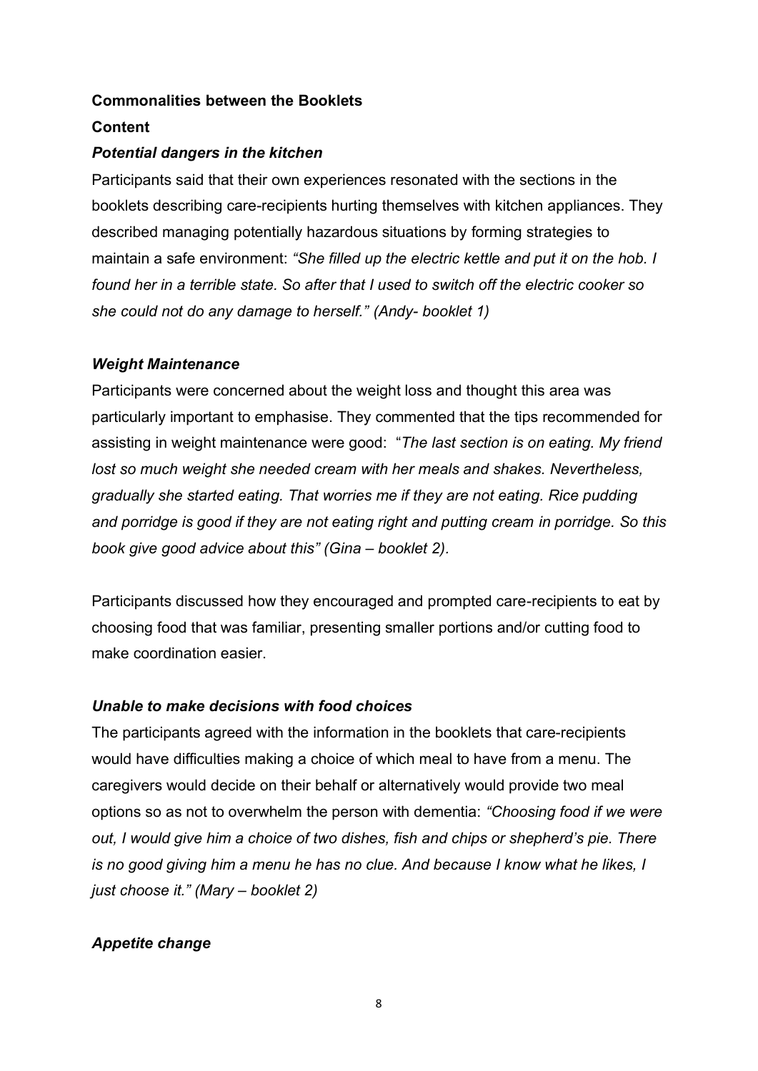**Commonalities between the Booklets**

**Content**

***Potential dangers in the kitchen***

Participants said that their own experiences resonated with the sections in the booklets describing care-recipients hurting themselves with kitchen appliances. They described managing potentially hazardous situations by forming strategies to maintain a safe environment: *"She filled up the electric kettle and put it on the hob. I found her in a terrible state. So after that I used to switch off the electric cooker so she could not do any damage to herself." (Andy- booklet 1)*

***Weight Maintenance***

Participants were concerned about the weight loss and thought this area was particularly important to emphasise. They commented that the tips recommended for assisting in weight maintenance were good: "*The last section is on eating. My friend lost so much weight she needed cream with her meals and shakes. Nevertheless, gradually she started eating. That worries me if they are not eating. Rice pudding and porridge is good if they are not eating right and putting cream in porridge. So this book give good advice about this" (Gina – booklet 2).*

Participants discussed how they encouraged and prompted care-recipients to eat by choosing food that was familiar, presenting smaller portions and/or cutting food to make coordination easier.

***Unable to make decisions with food choices***

The participants agreed with the information in the booklets that care-recipients would have difficulties making a choice of which meal to have from a menu. The caregivers would decide on their behalf or alternatively would provide two meal options so as not to overwhelm the person with dementia: *"Choosing food if we were out, I would give him a choice of two dishes, fish and chips or shepherd's pie. There is no good giving him a menu he has no clue. And because I know what he likes, I just choose it." (Mary – booklet 2)*

***Appetite change***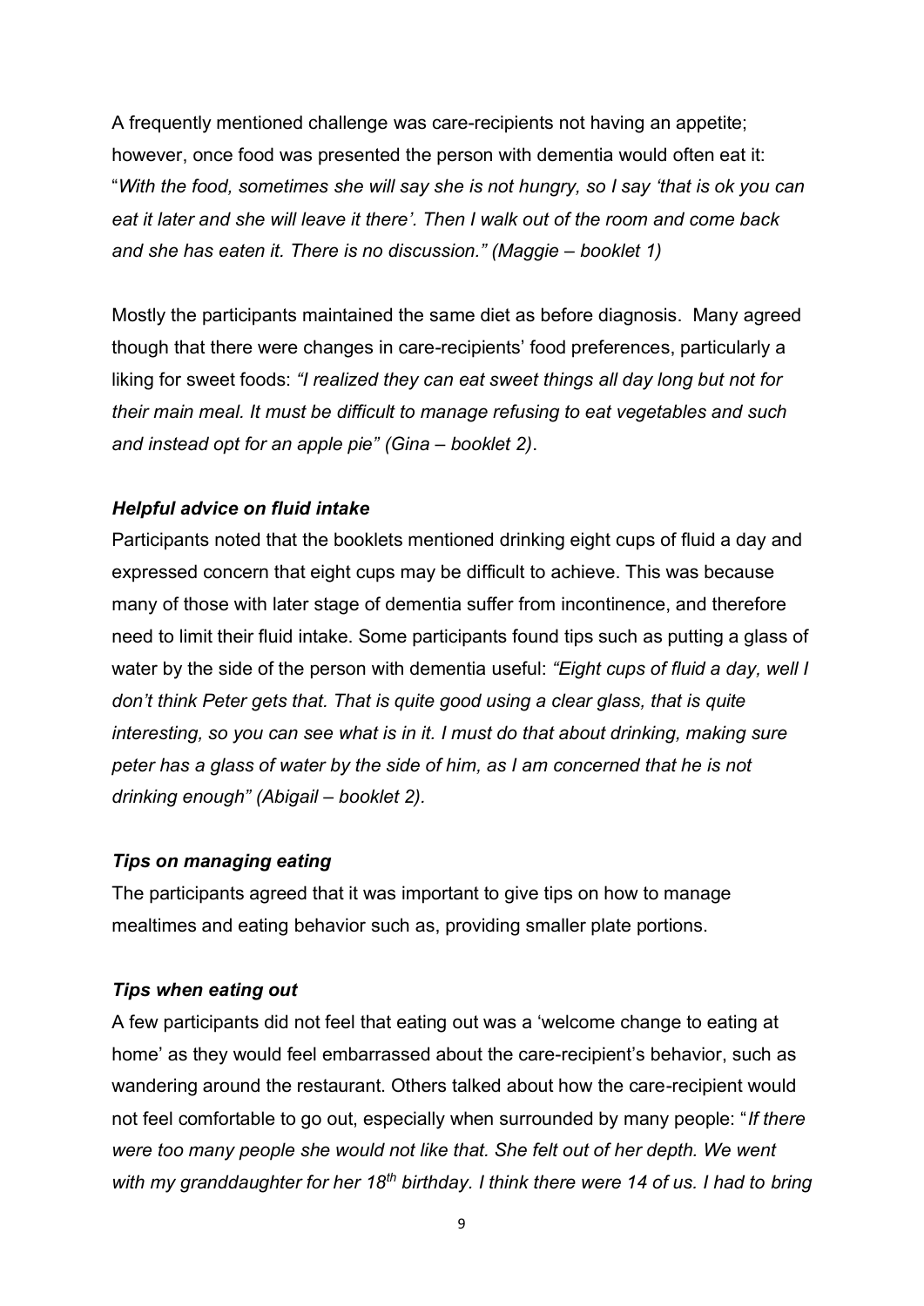A frequently mentioned challenge was care-recipients not having an appetite; however, once food was presented the person with dementia would often eat it: "*With the food, sometimes she will say she is not hungry, so I say 'that is ok you can eat it later and she will leave it there'. Then I walk out of the room and come back and she has eaten it. There is no discussion." (Maggie – booklet 1)*

Mostly the participants maintained the same diet as before diagnosis. Many agreed though that there were changes in care-recipients' food preferences, particularly a liking for sweet foods: *"I realized they can eat sweet things all day long but not for their main meal. It must be difficult to manage refusing to eat vegetables and such and instead opt for an apple pie" (Gina – booklet 2)*.

### *Helpful advice on fluid intake*

Participants noted that the booklets mentioned drinking eight cups of fluid a day and expressed concern that eight cups may be difficult to achieve. This was because many of those with later stage of dementia suffer from incontinence, and therefore need to limit their fluid intake. Some participants found tips such as putting a glass of water by the side of the person with dementia useful: *"Eight cups of fluid a day, well I don't think Peter gets that. That is quite good using a clear glass, that is quite interesting, so you can see what is in it. I must do that about drinking, making sure peter has a glass of water by the side of him, as I am concerned that he is not drinking enough" (Abigail – booklet 2).*

### *Tips on managing eating*

The participants agreed that it was important to give tips on how to manage mealtimes and eating behavior such as, providing smaller plate portions.

### *Tips when eating out*

A few participants did not feel that eating out was a 'welcome change to eating at home' as they would feel embarrassed about the care-recipient's behavior, such as wandering around the restaurant. Others talked about how the care-recipient would not feel comfortable to go out, especially when surrounded by many people: "*If there were too many people she would not like that. She felt out of her depth. We went with my granddaughter for her 18th birthday. I think there were 14 of us. I had to bring*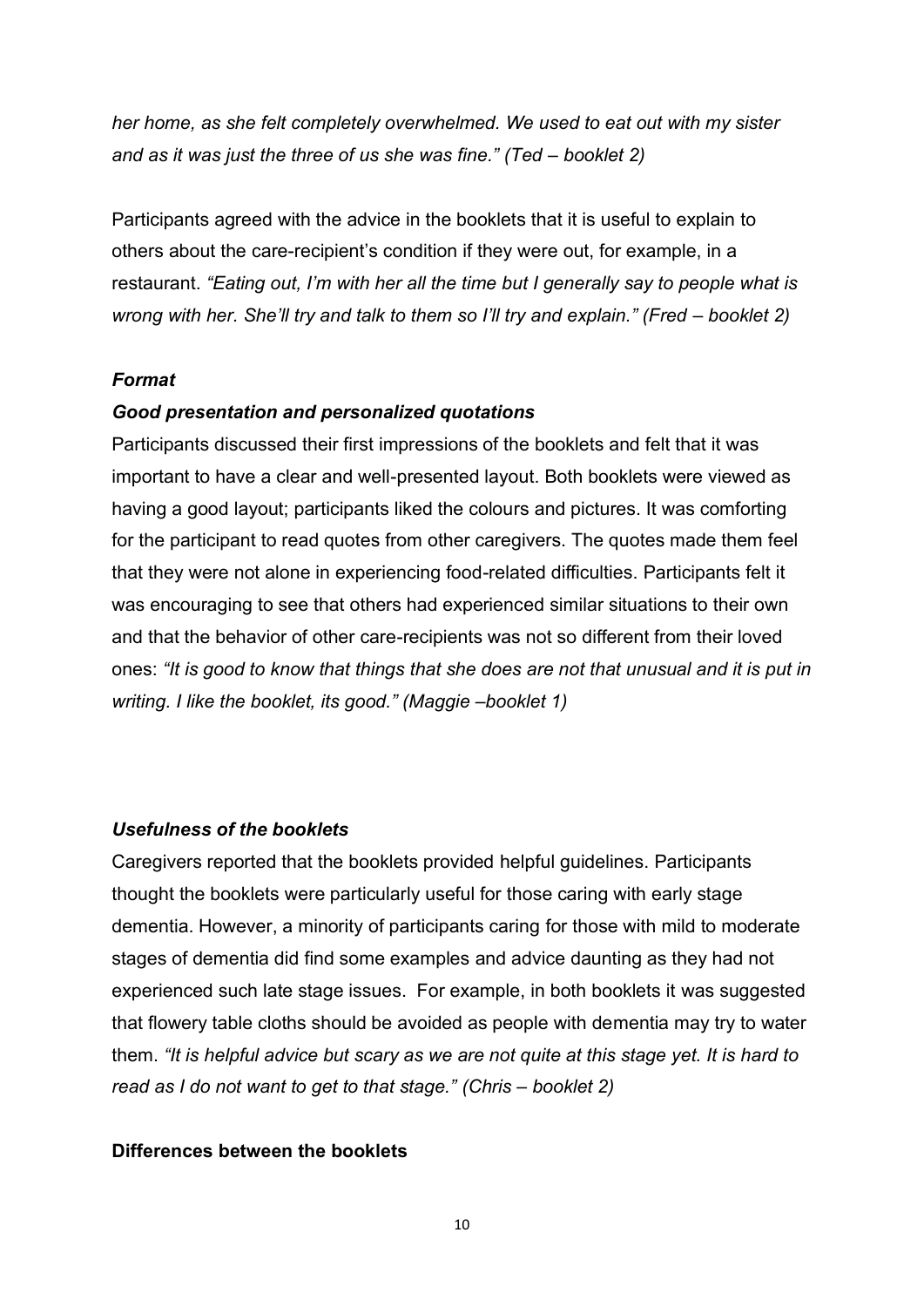*her home, as she felt completely overwhelmed. We used to eat out with my sister and as it was just the three of us she was fine." (Ted – booklet 2)*

Participants agreed with the advice in the booklets that it is useful to explain to others about the care-recipient's condition if they were out, for example, in a restaurant. *"Eating out, I'm with her all the time but I generally say to people what is wrong with her. She'll try and talk to them so I'll try and explain." (Fred – booklet 2)*

### *Format*

#### *Good presentation and personalized quotations*

Participants discussed their first impressions of the booklets and felt that it was important to have a clear and well-presented layout. Both booklets were viewed as having a good layout; participants liked the colours and pictures. It was comforting for the participant to read quotes from other caregivers. The quotes made them feel that they were not alone in experiencing food-related difficulties. Participants felt it was encouraging to see that others had experienced similar situations to their own and that the behavior of other care-recipients was not so different from their loved ones: *"It is good to know that things that she does are not that unusual and it is put in writing. I like the booklet, its good." (Maggie –booklet 1)*

### *Usefulness of the booklets*

Caregivers reported that the booklets provided helpful guidelines. Participants thought the booklets were particularly useful for those caring with early stage dementia. However, a minority of participants caring for those with mild to moderate stages of dementia did find some examples and advice daunting as they had not experienced such late stage issues. For example, in both booklets it was suggested that flowery table cloths should be avoided as people with dementia may try to water them. *"It is helpful advice but scary as we are not quite at this stage yet. It is hard to read as I do not want to get to that stage." (Chris – booklet 2)*

### **Differences between the booklets**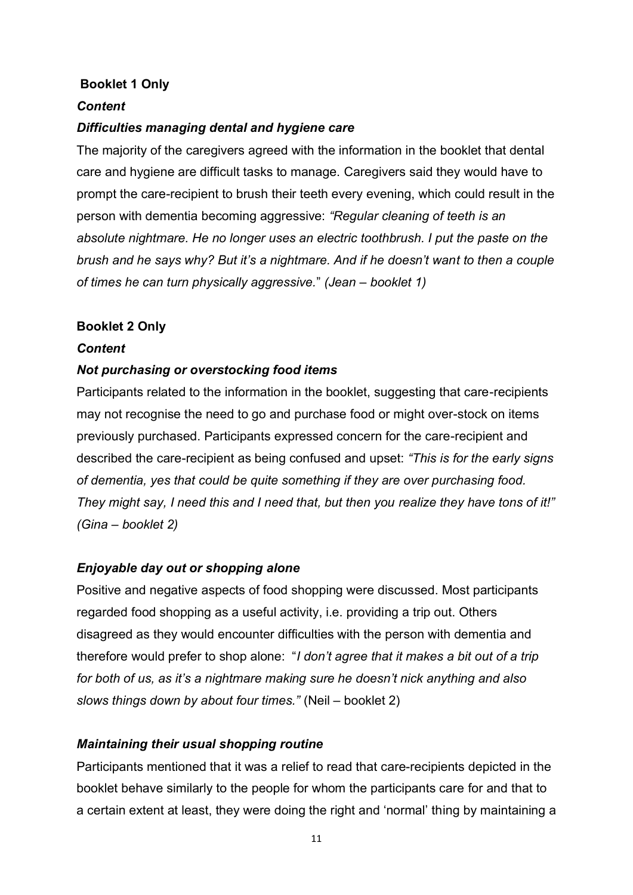**Booklet 1 Only**

***Content***

***Difficulties managing dental and hygiene care***

The majority of the caregivers agreed with the information in the booklet that dental care and hygiene are difficult tasks to manage. Caregivers said they would have to prompt the care-recipient to brush their teeth every evening, which could result in the person with dementia becoming aggressive: *"Regular cleaning of teeth is an absolute nightmare. He no longer uses an electric toothbrush. I put the paste on the brush and he says why? But it's a nightmare. And if he doesn't want to then a couple of times he can turn physically aggressive."* *(Jean – booklet 1)*

**Booklet 2 Only**

***Content***

***Not purchasing or overstocking food items***

Participants related to the information in the booklet, suggesting that care-recipients may not recognise the need to go and purchase food or might over-stock on items previously purchased. Participants expressed concern for the care-recipient and described the care-recipient as being confused and upset: *"This is for the early signs of dementia, yes that could be quite something if they are over purchasing food. They might say, I need this and I need that, but then you realize they have tons of it!" (Gina – booklet 2)*

***Enjoyable day out or shopping alone***

Positive and negative aspects of food shopping were discussed. Most participants regarded food shopping as a useful activity, i.e. providing a trip out. Others disagreed as they would encounter difficulties with the person with dementia and therefore would prefer to shop alone: "*I don't agree that it makes a bit out of a trip for both of us, as it's a nightmare making sure he doesn't nick anything and also slows things down by about four times."* (Neil – booklet 2)

***Maintaining their usual shopping routine***

Participants mentioned that it was a relief to read that care-recipients depicted in the booklet behave similarly to the people for whom the participants care for and that to a certain extent at least, they were doing the right and 'normal' thing by maintaining a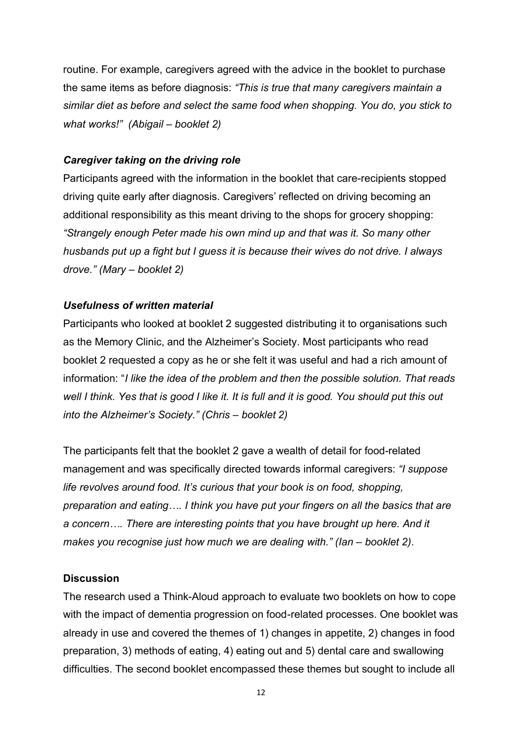routine. For example, caregivers agreed with the advice in the booklet to purchase the same items as before diagnosis: *"This is true that many caregivers maintain a similar diet as before and select the same food when shopping. You do, you stick to what works!" (Abigail – booklet 2)*

### *Caregiver taking on the driving role*

Participants agreed with the information in the booklet that care-recipients stopped driving quite early after diagnosis. Caregivers' reflected on driving becoming an additional responsibility as this meant driving to the shops for grocery shopping: *"Strangely enough Peter made his own mind up and that was it. So many other husbands put up a fight but I guess it is because their wives do not drive. I always drove." (Mary – booklet 2)*

### *Usefulness of written material*

Participants who looked at booklet 2 suggested distributing it to organisations such as the Memory Clinic, and the Alzheimer's Society. Most participants who read booklet 2 requested a copy as he or she felt it was useful and had a rich amount of information: "*I like the idea of the problem and then the possible solution. That reads well I think. Yes that is good I like it. It is full and it is good. You should put this out into the Alzheimer's Society." (Chris – booklet 2)*

The participants felt that the booklet 2 gave a wealth of detail for food-related management and was specifically directed towards informal caregivers: *"I suppose life revolves around food. It's curious that your book is on food, shopping, preparation and eating…. I think you have put your fingers on all the basics that are a concern…. There are interesting points that you have brought up here. And it makes you recognise just how much we are dealing with." (Ian – booklet 2)*.

## **Discussion**

The research used a Think-Aloud approach to evaluate two booklets on how to cope with the impact of dementia progression on food-related processes. One booklet was already in use and covered the themes of 1) changes in appetite, 2) changes in food preparation, 3) methods of eating, 4) eating out and 5) dental care and swallowing difficulties. The second booklet encompassed these themes but sought to include all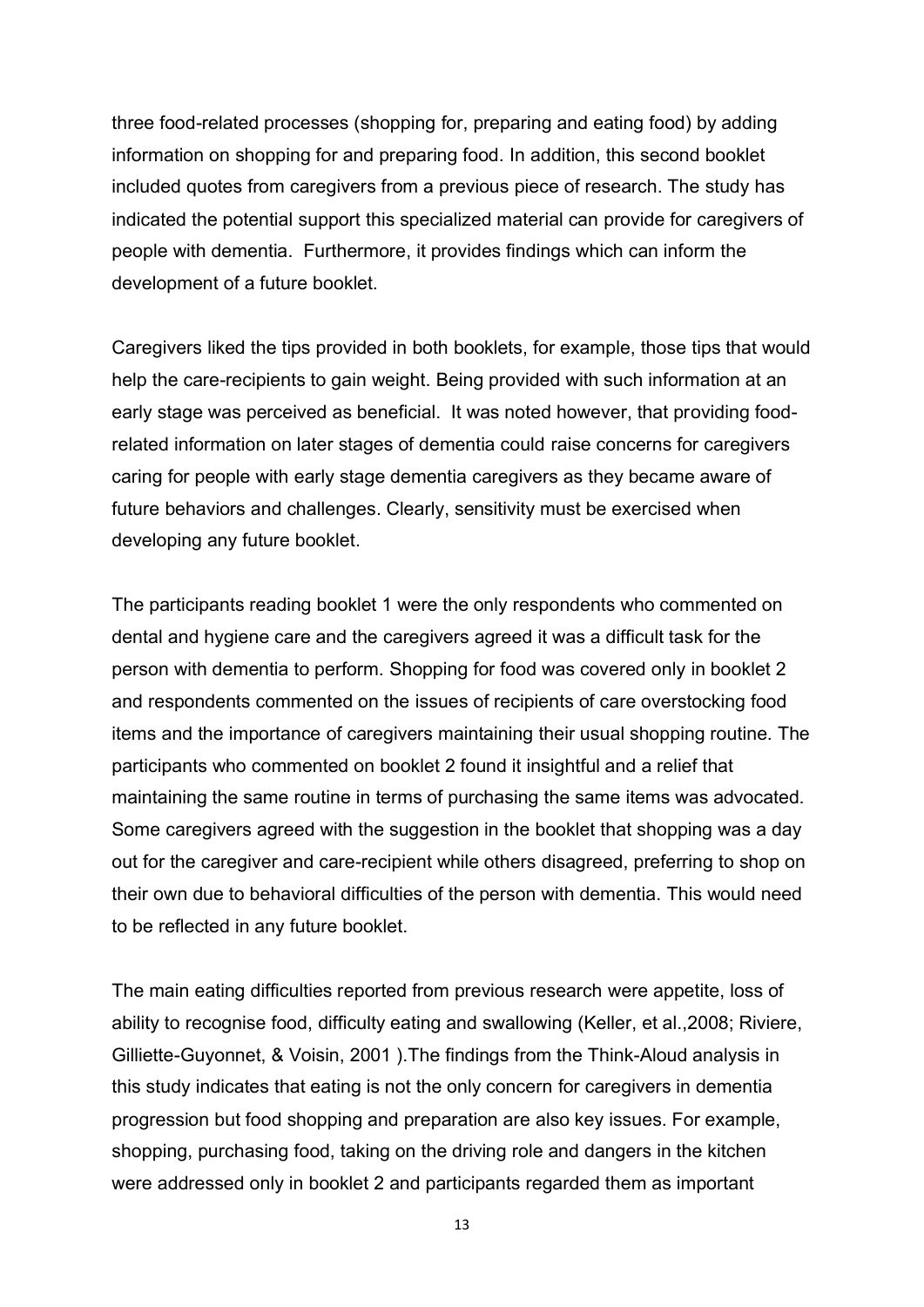three food-related processes (shopping for, preparing and eating food) by adding information on shopping for and preparing food. In addition, this second booklet included quotes from caregivers from a previous piece of research. The study has indicated the potential support this specialized material can provide for caregivers of people with dementia. Furthermore, it provides findings which can inform the development of a future booklet.

Caregivers liked the tips provided in both booklets, for example, those tips that would help the care-recipients to gain weight. Being provided with such information at an early stage was perceived as beneficial. It was noted however, that providing food-related information on later stages of dementia could raise concerns for caregivers caring for people with early stage dementia caregivers as they became aware of future behaviors and challenges. Clearly, sensitivity must be exercised when developing any future booklet.

The participants reading booklet 1 were the only respondents who commented on dental and hygiene care and the caregivers agreed it was a difficult task for the person with dementia to perform. Shopping for food was covered only in booklet 2 and respondents commented on the issues of recipients of care overstocking food items and the importance of caregivers maintaining their usual shopping routine. The participants who commented on booklet 2 found it insightful and a relief that maintaining the same routine in terms of purchasing the same items was advocated. Some caregivers agreed with the suggestion in the booklet that shopping was a day out for the caregiver and care-recipient while others disagreed, preferring to shop on their own due to behavioral difficulties of the person with dementia. This would need to be reflected in any future booklet.

The main eating difficulties reported from previous research were appetite, loss of ability to recognise food, difficulty eating and swallowing (Keller, et al.,2008; Riviere, Gilliette-Guyonnet, & Voisin, 2001 ).The findings from the Think-Aloud analysis in this study indicates that eating is not the only concern for caregivers in dementia progression but food shopping and preparation are also key issues. For example, shopping, purchasing food, taking on the driving role and dangers in the kitchen were addressed only in booklet 2 and participants regarded them as important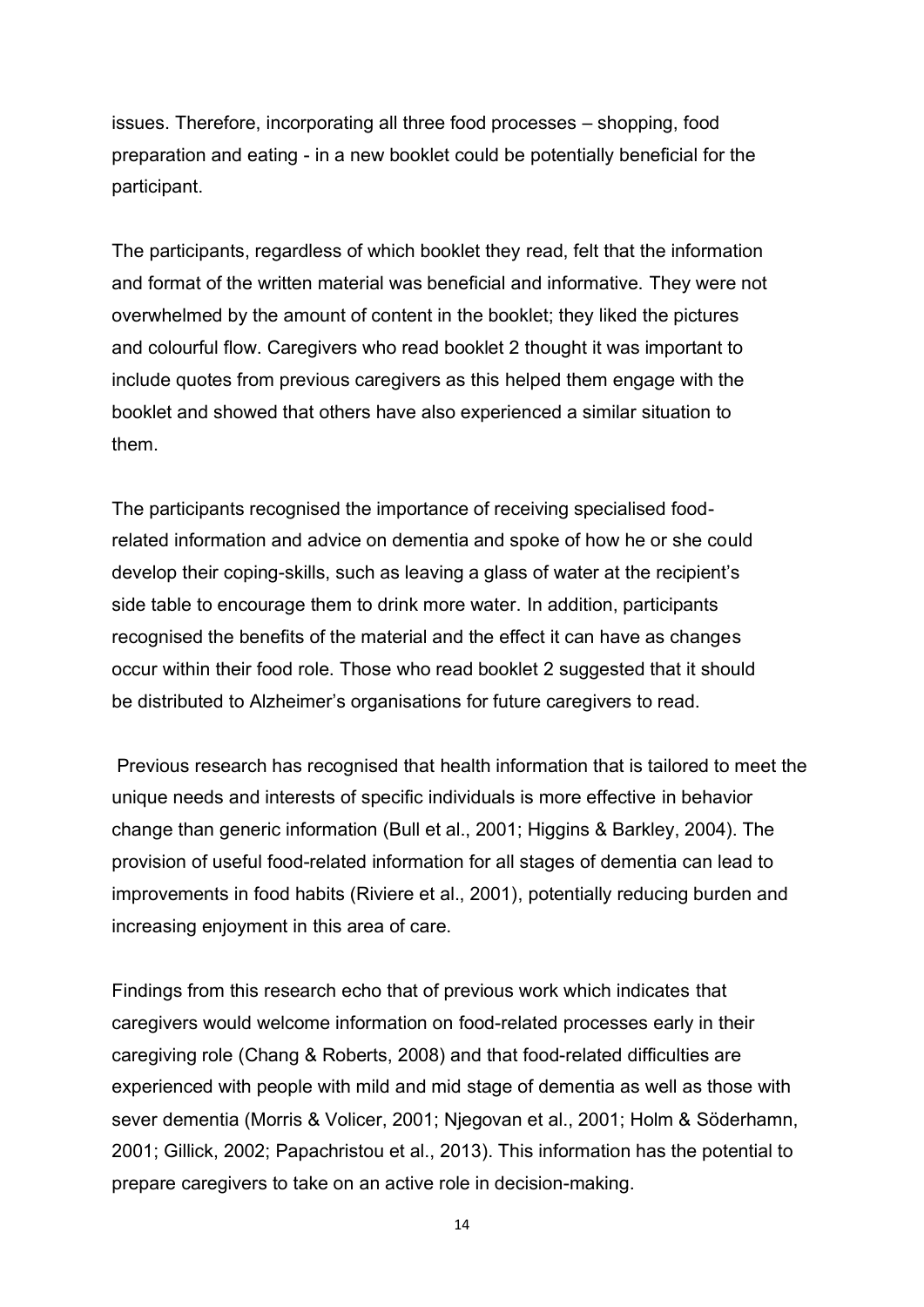issues. Therefore, incorporating all three food processes – shopping, food preparation and eating - in a new booklet could be potentially beneficial for the participant.

The participants, regardless of which booklet they read, felt that the information and format of the written material was beneficial and informative. They were not overwhelmed by the amount of content in the booklet; they liked the pictures and colourful flow. Caregivers who read booklet 2 thought it was important to include quotes from previous caregivers as this helped them engage with the booklet and showed that others have also experienced a similar situation to them.

The participants recognised the importance of receiving specialised food-related information and advice on dementia and spoke of how he or she could develop their coping-skills, such as leaving a glass of water at the recipient's side table to encourage them to drink more water. In addition, participants recognised the benefits of the material and the effect it can have as changes occur within their food role. Those who read booklet 2 suggested that it should be distributed to Alzheimer's organisations for future caregivers to read.

Previous research has recognised that health information that is tailored to meet the unique needs and interests of specific individuals is more effective in behavior change than generic information (Bull et al., 2001; Higgins & Barkley, 2004). The provision of useful food-related information for all stages of dementia can lead to improvements in food habits (Riviere et al., 2001), potentially reducing burden and increasing enjoyment in this area of care.

Findings from this research echo that of previous work which indicates that caregivers would welcome information on food-related processes early in their caregiving role (Chang & Roberts, 2008) and that food-related difficulties are experienced with people with mild and mid stage of dementia as well as those with sever dementia (Morris & Volicer, 2001; Njegovan et al., 2001; Holm & Söderhamn, 2001; Gillick, 2002; Papachristou et al., 2013). This information has the potential to prepare caregivers to take on an active role in decision-making.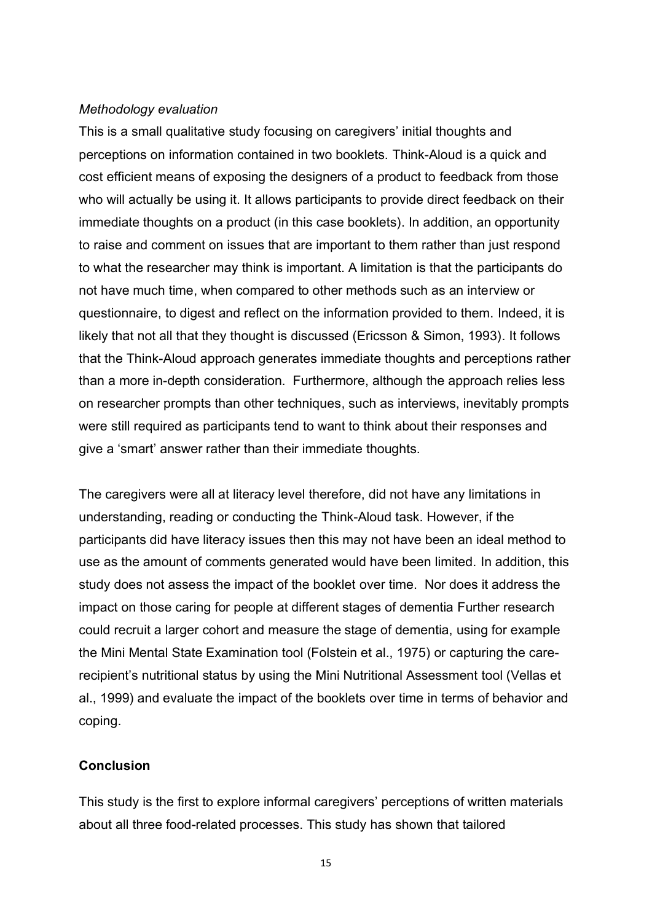*Methodology evaluation*

This is a small qualitative study focusing on caregivers' initial thoughts and perceptions on information contained in two booklets. Think-Aloud is a quick and cost efficient means of exposing the designers of a product to feedback from those who will actually be using it. It allows participants to provide direct feedback on their immediate thoughts on a product (in this case booklets). In addition, an opportunity to raise and comment on issues that are important to them rather than just respond to what the researcher may think is important. A limitation is that the participants do not have much time, when compared to other methods such as an interview or questionnaire, to digest and reflect on the information provided to them. Indeed, it is likely that not all that they thought is discussed (Ericsson & Simon, 1993). It follows that the Think-Aloud approach generates immediate thoughts and perceptions rather than a more in-depth consideration. Furthermore, although the approach relies less on researcher prompts than other techniques, such as interviews, inevitably prompts were still required as participants tend to want to think about their responses and give a 'smart' answer rather than their immediate thoughts.

The caregivers were all at literacy level therefore, did not have any limitations in understanding, reading or conducting the Think-Aloud task. However, if the participants did have literacy issues then this may not have been an ideal method to use as the amount of comments generated would have been limited. In addition, this study does not assess the impact of the booklet over time. Nor does it address the impact on those caring for people at different stages of dementia Further research could recruit a larger cohort and measure the stage of dementia, using for example the Mini Mental State Examination tool (Folstein et al., 1975) or capturing the care-recipient's nutritional status by using the Mini Nutritional Assessment tool (Vellas et al., 1999) and evaluate the impact of the booklets over time in terms of behavior and coping.

**Conclusion**

This study is the first to explore informal caregivers' perceptions of written materials about all three food-related processes. This study has shown that tailored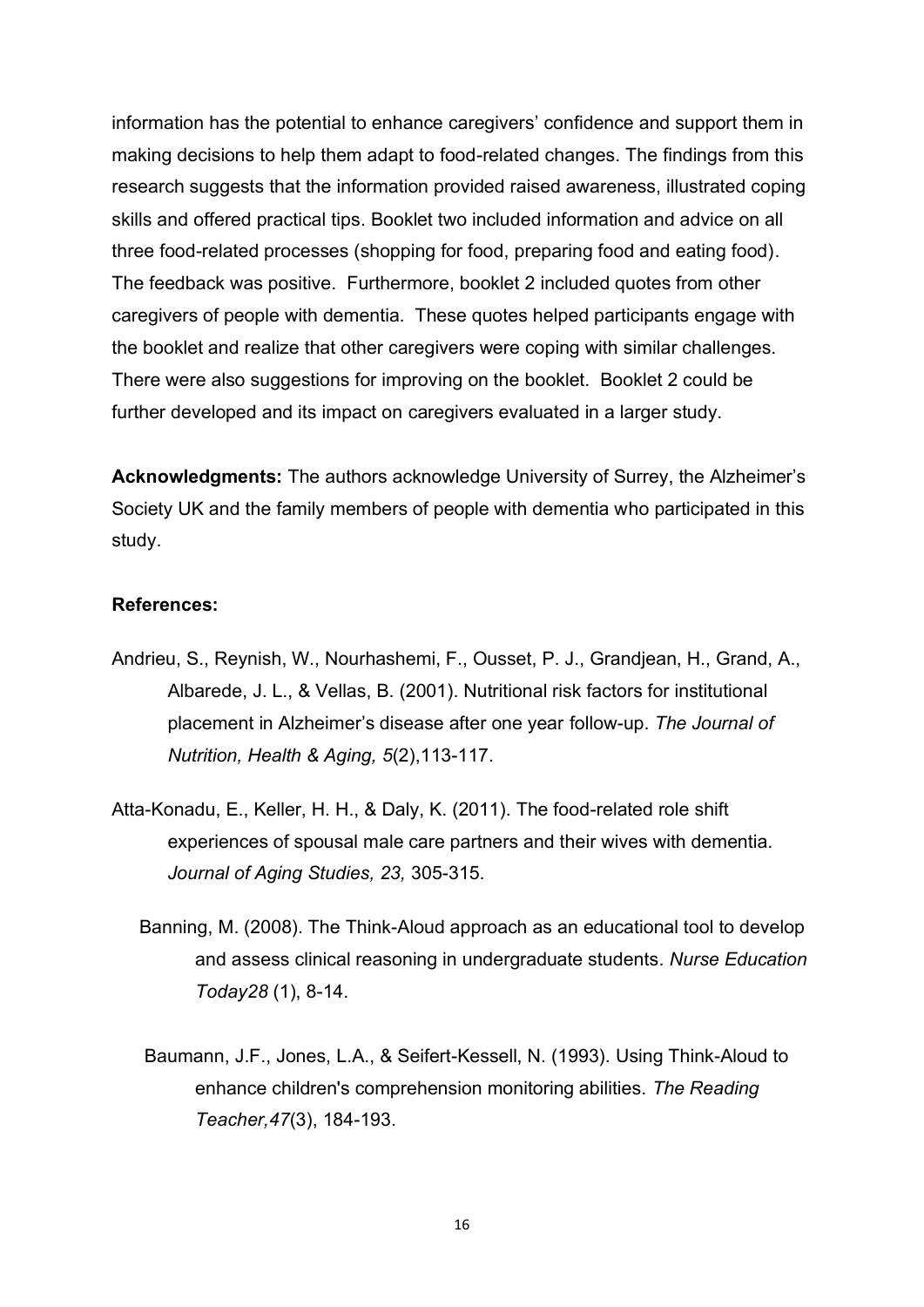information has the potential to enhance caregivers' confidence and support them in making decisions to help them adapt to food-related changes. The findings from this research suggests that the information provided raised awareness, illustrated coping skills and offered practical tips. Booklet two included information and advice on all three food-related processes (shopping for food, preparing food and eating food). The feedback was positive. Furthermore, booklet 2 included quotes from other caregivers of people with dementia. These quotes helped participants engage with the booklet and realize that other caregivers were coping with similar challenges. There were also suggestions for improving on the booklet. Booklet 2 could be further developed and its impact on caregivers evaluated in a larger study.

**Acknowledgments:** The authors acknowledge University of Surrey, the Alzheimer's Society UK and the family members of people with dementia who participated in this study.

**References:**

Andrieu, S., Reynish, W., Nourhashemi, F., Ousset, P. J., Grandjean, H., Grand, A., Albarede, J. L., & Vellas, B. (2001). Nutritional risk factors for institutional placement in Alzheimer's disease after one year follow-up. *The Journal of Nutrition, Health & Aging, 5*(2),113-117.

Atta-Konadu, E., Keller, H. H., & Daly, K. (2011). The food-related role shift experiences of spousal male care partners and their wives with dementia. *Journal of Aging Studies, 23,* 305-315.

Banning, M. (2008). The Think-Aloud approach as an educational tool to develop and assess clinical reasoning in undergraduate students. *Nurse Education Today28* (1), 8-14.

Baumann, J.F., Jones, L.A., & Seifert-Kessell, N. (1993). Using Think-Aloud to enhance children's comprehension monitoring abilities. *The Reading Teacher,47*(3), 184-193.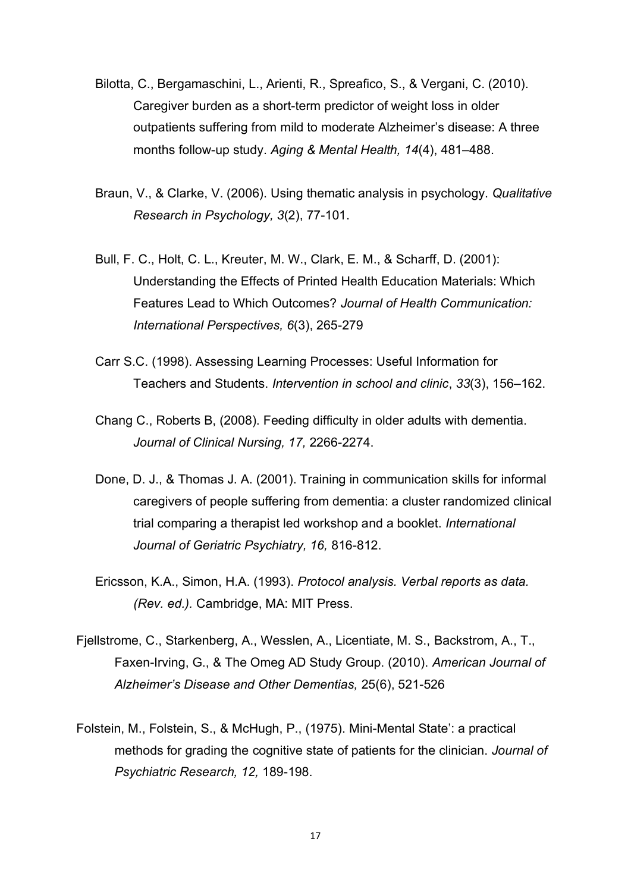Bilotta, C., Bergamaschini, L., Arienti, R., Spreafico, S., & Vergani, C. (2010). Caregiver burden as a short-term predictor of weight loss in older outpatients suffering from mild to moderate Alzheimer's disease: A three months follow-up study. *Aging & Mental Health, 14*(4), 481–488.

Braun, V., & Clarke, V. (2006). Using thematic analysis in psychology. *Qualitative Research in Psychology, 3*(2), 77-101.

Bull, F. C., Holt, C. L., Kreuter, M. W., Clark, E. M., & Scharff, D. (2001): Understanding the Effects of Printed Health Education Materials: Which Features Lead to Which Outcomes? *Journal of Health Communication: International Perspectives, 6*(3), 265-279

Carr S.C. (1998). Assessing Learning Processes: Useful Information for Teachers and Students. *Intervention in school and clinic*, *33*(3), 156–162.

Chang C., Roberts B, (2008). Feeding difficulty in older adults with dementia. *Journal of Clinical Nursing, 17,* 2266-2274.

Done, D. J., & Thomas J. A. (2001). Training in communication skills for informal caregivers of people suffering from dementia: a cluster randomized clinical trial comparing a therapist led workshop and a booklet. *International Journal of Geriatric Psychiatry, 16,* 816-812.

Ericsson, K.A., Simon, H.A. (1993). *Protocol analysis. Verbal reports as data. (Rev. ed.).* Cambridge, MA: MIT Press.

Fjellstrome, C., Starkenberg, A., Wesslen, A., Licentiate, M. S., Backstrom, A., T., Faxen-Irving, G., & The Omeg AD Study Group. (2010). *American Journal of Alzheimer's Disease and Other Dementias,* 25(6), 521-526

Folstein, M., Folstein, S., & McHugh, P., (1975). Mini-Mental State': a practical methods for grading the cognitive state of patients for the clinician. *Journal of Psychiatric Research, 12,* 189-198.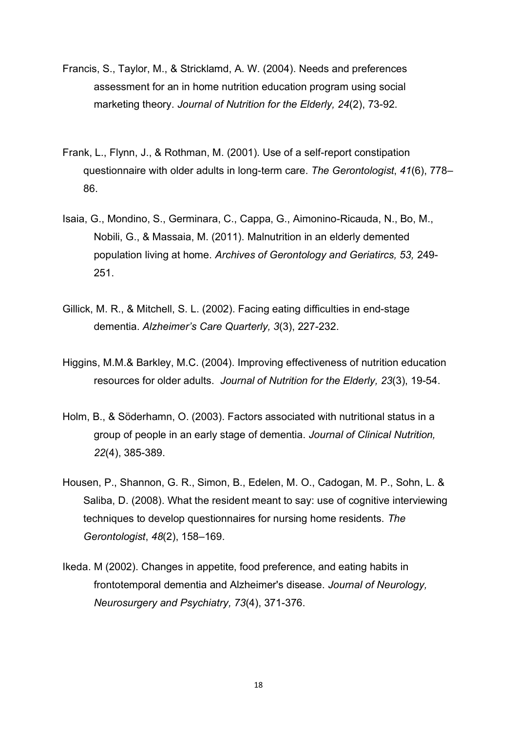Francis, S., Taylor, M., & Stricklamd, A. W. (2004). Needs and preferences assessment for an in home nutrition education program using social marketing theory. *Journal of Nutrition for the Elderly, 24*(2), 73-92.

Frank, L., Flynn, J., & Rothman, M. (2001). Use of a self-report constipation questionnaire with older adults in long-term care. *The Gerontologist*, *41*(6), 778–86.

Isaia, G., Mondino, S., Germinara, C., Cappa, G., Aimonino-Ricauda, N., Bo, M., Nobili, G., & Massaia, M. (2011). Malnutrition in an elderly demented population living at home. *Archives of Gerontology and Geriatircs, 53,* 249-251.

Gillick, M. R., & Mitchell, S. L. (2002). Facing eating difficulties in end-stage dementia. *Alzheimer's Care Quarterly, 3*(3), 227-232.

Higgins, M.M.& Barkley, M.C. (2004). Improving effectiveness of nutrition education resources for older adults. *Journal of Nutrition for the Elderly, 23*(3), 19-54.

Holm, B., & Söderhamn, O. (2003). Factors associated with nutritional status in a group of people in an early stage of dementia. *Journal of Clinical Nutrition, 22*(4), 385-389.

Housen, P., Shannon, G. R., Simon, B., Edelen, M. O., Cadogan, M. P., Sohn, L. & Saliba, D. (2008). What the resident meant to say: use of cognitive interviewing techniques to develop questionnaires for nursing home residents. *The Gerontologist*, *48*(2), 158–169.

Ikeda. M (2002). Changes in appetite, food preference, and eating habits in frontotemporal dementia and Alzheimer's disease. *Journal of Neurology, Neurosurgery and Psychiatry, 73*(4), 371-376.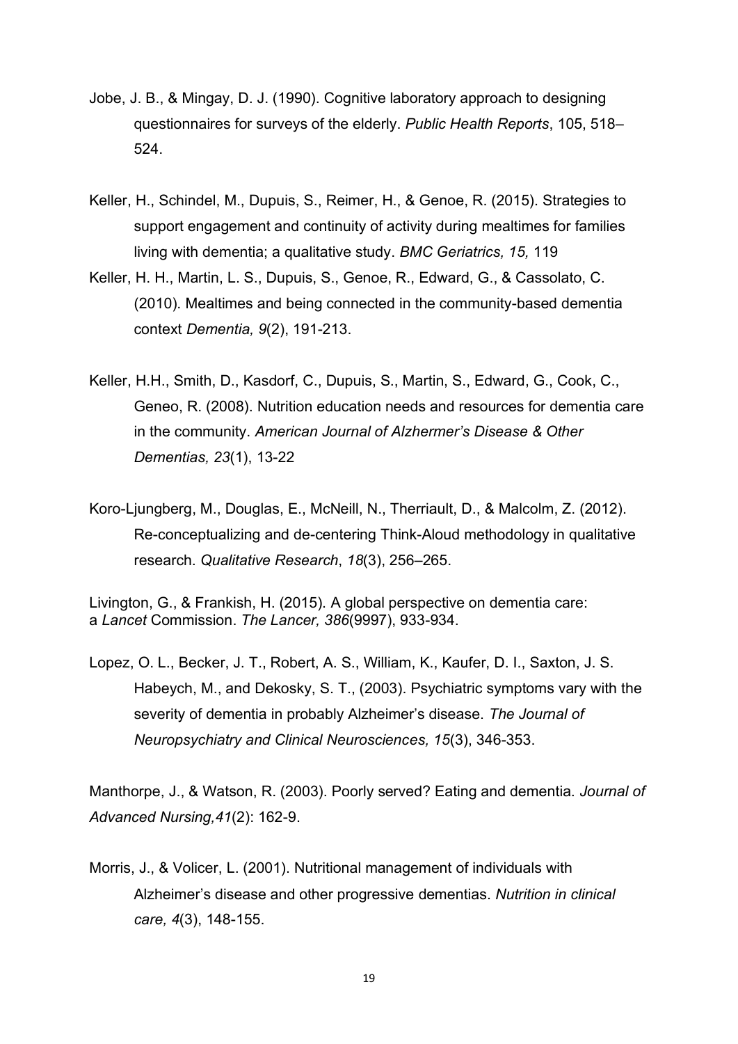Jobe, J. B., & Mingay, D. J. (1990). Cognitive laboratory approach to designing questionnaires for surveys of the elderly. *Public Health Reports*, 105, 518–524.

Keller, H., Schindel, M., Dupuis, S., Reimer, H., & Genoe, R. (2015). Strategies to support engagement and continuity of activity during mealtimes for families living with dementia; a qualitative study. *BMC Geriatrics, 15,* 119

Keller, H. H., Martin, L. S., Dupuis, S., Genoe, R., Edward, G., & Cassolato, C. (2010). Mealtimes and being connected in the community-based dementia context *Dementia, 9*(2), 191-213.

Keller, H.H., Smith, D., Kasdorf, C., Dupuis, S., Martin, S., Edward, G., Cook, C., Geneo, R. (2008). Nutrition education needs and resources for dementia care in the community. *American Journal of Alzhermer's Disease & Other Dementias, 23*(1), 13-22

Koro-Ljungberg, M., Douglas, E., McNeill, N., Therriault, D., & Malcolm, Z. (2012). Re-conceptualizing and de-centering Think-Aloud methodology in qualitative research. *Qualitative Research*, *18*(3), 256–265.

Livington, G., & Frankish, H. (2015). A global perspective on dementia care: a *Lancet* Commission. *The Lancer, 386*(9997), 933-934.

Lopez, O. L., Becker, J. T., Robert, A. S., William, K., Kaufer, D. I., Saxton, J. S. Habeych, M., and Dekosky, S. T., (2003). Psychiatric symptoms vary with the severity of dementia in probably Alzheimer's disease. *The Journal of Neuropsychiatry and Clinical Neurosciences, 15*(3), 346-353.

Manthorpe, J., & Watson, R. (2003). Poorly served? Eating and dementia. *Journal of Advanced Nursing,41*(2): 162-9.

Morris, J., & Volicer, L. (2001). Nutritional management of individuals with Alzheimer's disease and other progressive dementias. *Nutrition in clinical care, 4*(3), 148-155.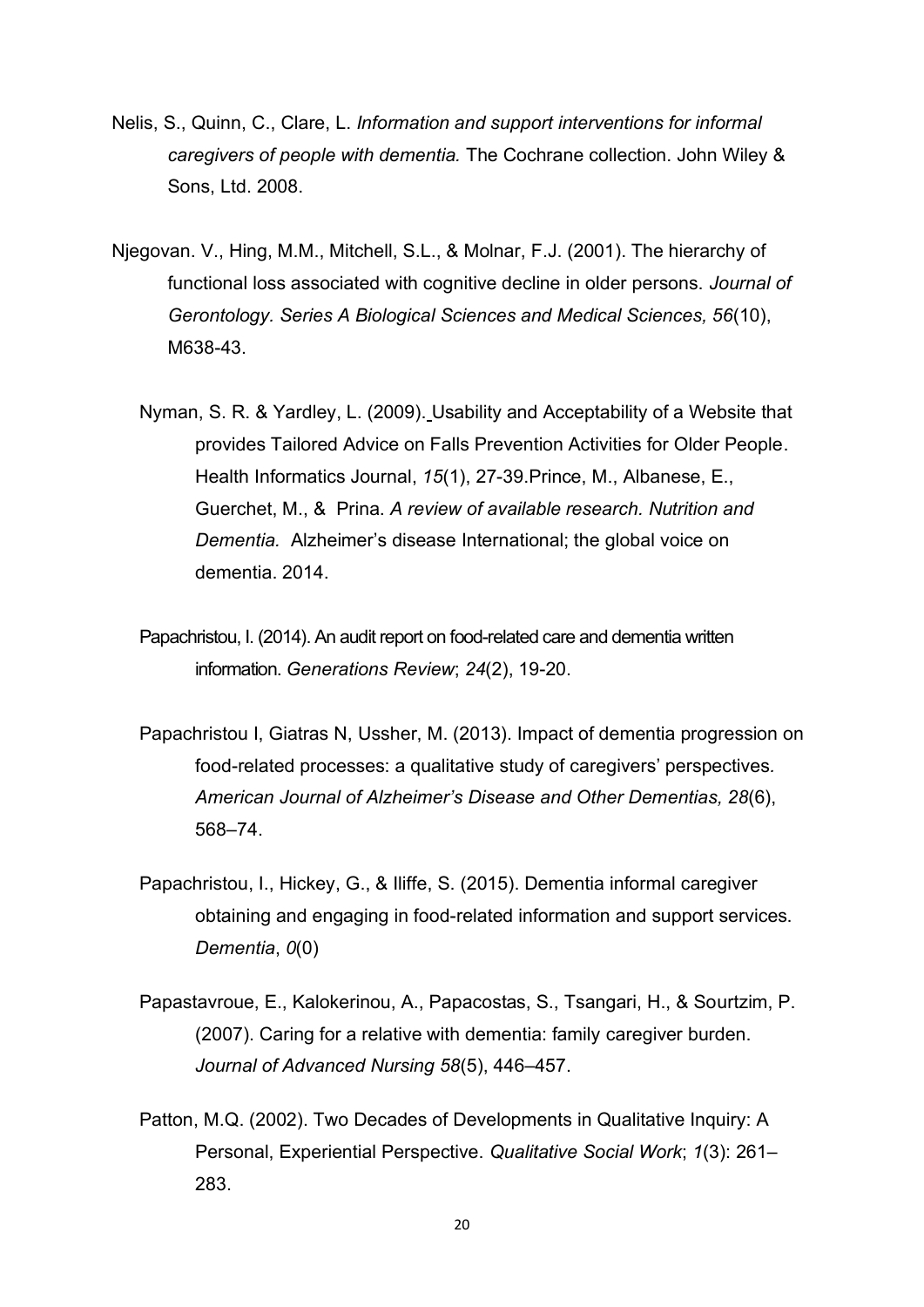Nelis, S., Quinn, C., Clare, L. *Information and support interventions for informal caregivers of people with dementia.* The Cochrane collection. John Wiley & Sons, Ltd. 2008.

Njegovan. V., Hing, M.M., Mitchell, S.L., & Molnar, F.J. (2001). The hierarchy of functional loss associated with cognitive decline in older persons. *Journal of Gerontology. Series A Biological Sciences and Medical Sciences, 56*(10), M638-43.

Nyman, S. R. & Yardley, L. (2009). Usability and Acceptability of a Website that provides Tailored Advice on Falls Prevention Activities for Older People. Health Informatics Journal, *15*(1), 27-39.Prince, M., Albanese, E., Guerchet, M., & Prina. *A review of available research. Nutrition and Dementia.* Alzheimer's disease International; the global voice on dementia. 2014.

Papachristou, I. (2014). An audit report on food-related care and dementia written information. *Generations Review*; *24*(2), 19-20.

Papachristou I, Giatras N, Ussher, M. (2013). Impact of dementia progression on food-related processes: a qualitative study of caregivers' perspectives. *American Journal of Alzheimer's Disease and Other Dementias, 28*(6), 568–74.

Papachristou, I., Hickey, G., & Iliffe, S. (2015). Dementia informal caregiver obtaining and engaging in food-related information and support services. *Dementia*, *0*(0)

Papastavroue, E., Kalokerinou, A., Papacostas, S., Tsangari, H., & Sourtzim, P. (2007). Caring for a relative with dementia: family caregiver burden. *Journal of Advanced Nursing 58*(5), 446–457.

Patton, M.Q. (2002). Two Decades of Developments in Qualitative Inquiry: A Personal, Experiential Perspective. *Qualitative Social Work*; *1*(3): 261–283.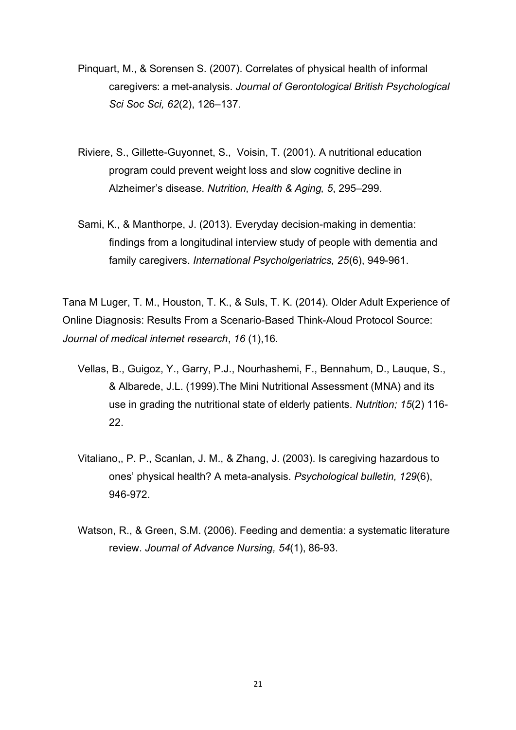Pinquart, M., & Sorensen S. (2007). Correlates of physical health of informal caregivers: a met-analysis. *Journal of Gerontological British Psychological Sci Soc Sci, 62*(2), 126–137.

Riviere, S., Gillette-Guyonnet, S., Voisin, T. (2001). A nutritional education program could prevent weight loss and slow cognitive decline in Alzheimer's disease. *Nutrition, Health & Aging, 5*, 295–299.

Sami, K., & Manthorpe, J. (2013). Everyday decision-making in dementia: findings from a longitudinal interview study of people with dementia and family caregivers. *International Psycholgeriatrics, 25*(6), 949-961.

Tana M Luger, T. M., Houston, T. K., & Suls, T. K. (2014). Older Adult Experience of Online Diagnosis: Results From a Scenario-Based Think-Aloud Protocol Source: *Journal of medical internet research*, *16* (1),16.

Vellas, B., Guigoz, Y., Garry, P.J., Nourhashemi, F., Bennahum, D., Lauque, S., & Albarede, J.L. (1999).The Mini Nutritional Assessment (MNA) and its use in grading the nutritional state of elderly patients. *Nutrition; 15*(2) 116-22.

Vitaliano,, P. P., Scanlan, J. M., & Zhang, J. (2003). Is caregiving hazardous to ones' physical health? A meta-analysis. *Psychological bulletin, 129*(6), 946-972.

Watson, R., & Green, S.M. (2006). Feeding and dementia: a systematic literature review. *Journal of Advance Nursing, 54*(1), 86-93.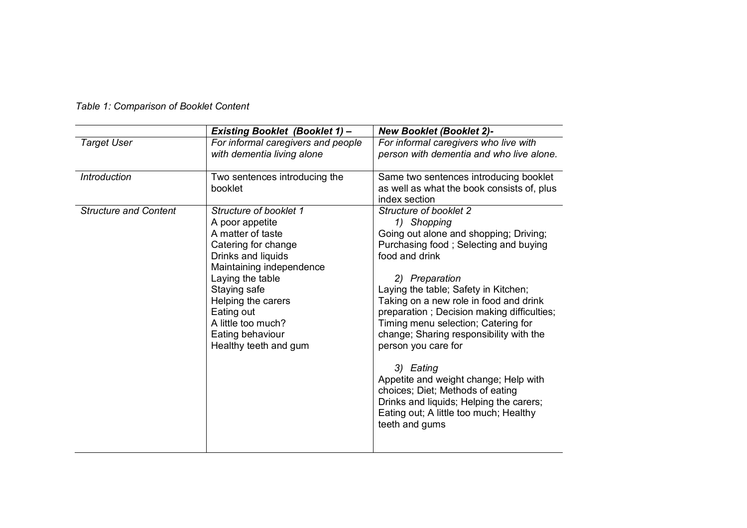*Table 1: Comparison of Booklet Content*

| | ***Existing Booklet (Booklet 1) –*** | ***New Booklet (Booklet 2)-*** |
|---|---|---|
| *Target User* | *For informal caregivers and people with dementia living alone* | *For informal caregivers who live with person with dementia and who live alone.* |
| *Introduction* | Two sentences introducing the booklet | Same two sentences introducing booklet as well as what the book consists of, plus index section |
| *Structure and Content* | *Structure of booklet 1*<br>A poor appetite<br>A matter of taste<br>Catering for change<br>Drinks and liquids<br>Maintaining independence<br>Laying the table<br>Staying safe<br>Helping the carers<br>Eating out<br>A little too much?<br>Eating behaviour<br>Healthy teeth and gum | *Structure of booklet 2*<br>*1) Shopping*<br>Going out alone and shopping; Driving; Purchasing food ; Selecting and buying food and drink<br><br>*2) Preparation*<br>Laying the table; Safety in Kitchen; Taking on a new role in food and drink preparation ; Decision making difficulties; Timing menu selection; Catering for change; Sharing responsibility with the person you care for<br><br>*3) Eating*<br>Appetite and weight change; Help with choices; Diet; Methods of eating<br>Drinks and liquids; Helping the carers; Eating out; A little too much; Healthy teeth and gums |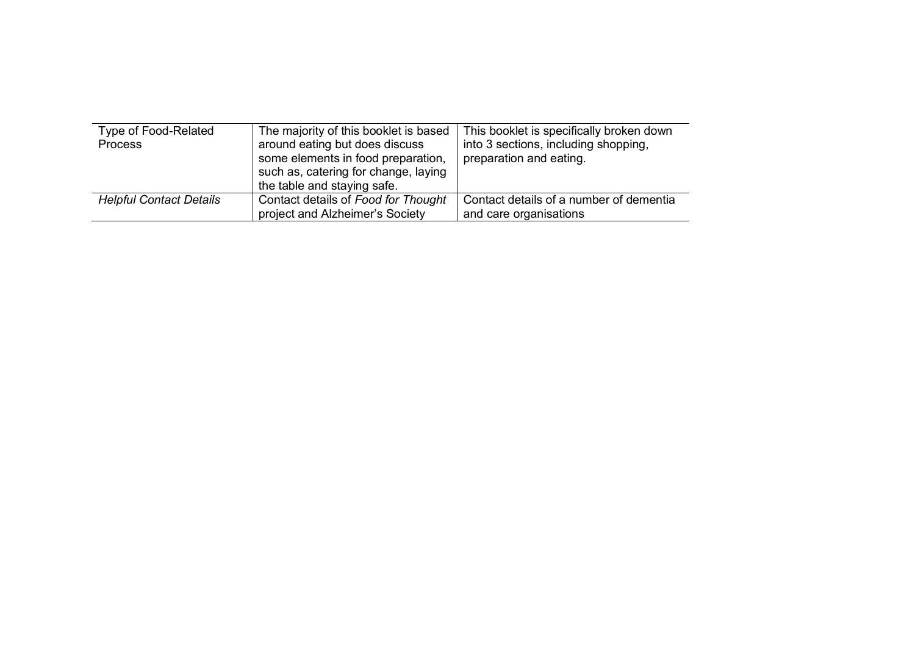| | | |
|---|---|---|
| Type of Food-Related Process | The majority of this booklet is based around eating but does discuss some elements in food preparation, such as, catering for change, laying the table and staying safe. | This booklet is specifically broken down into 3 sections, including shopping, preparation and eating. |
| *Helpful Contact Details* | Contact details of *Food for Thought* project and Alzheimer's Society | Contact details of a number of dementia and care organisations |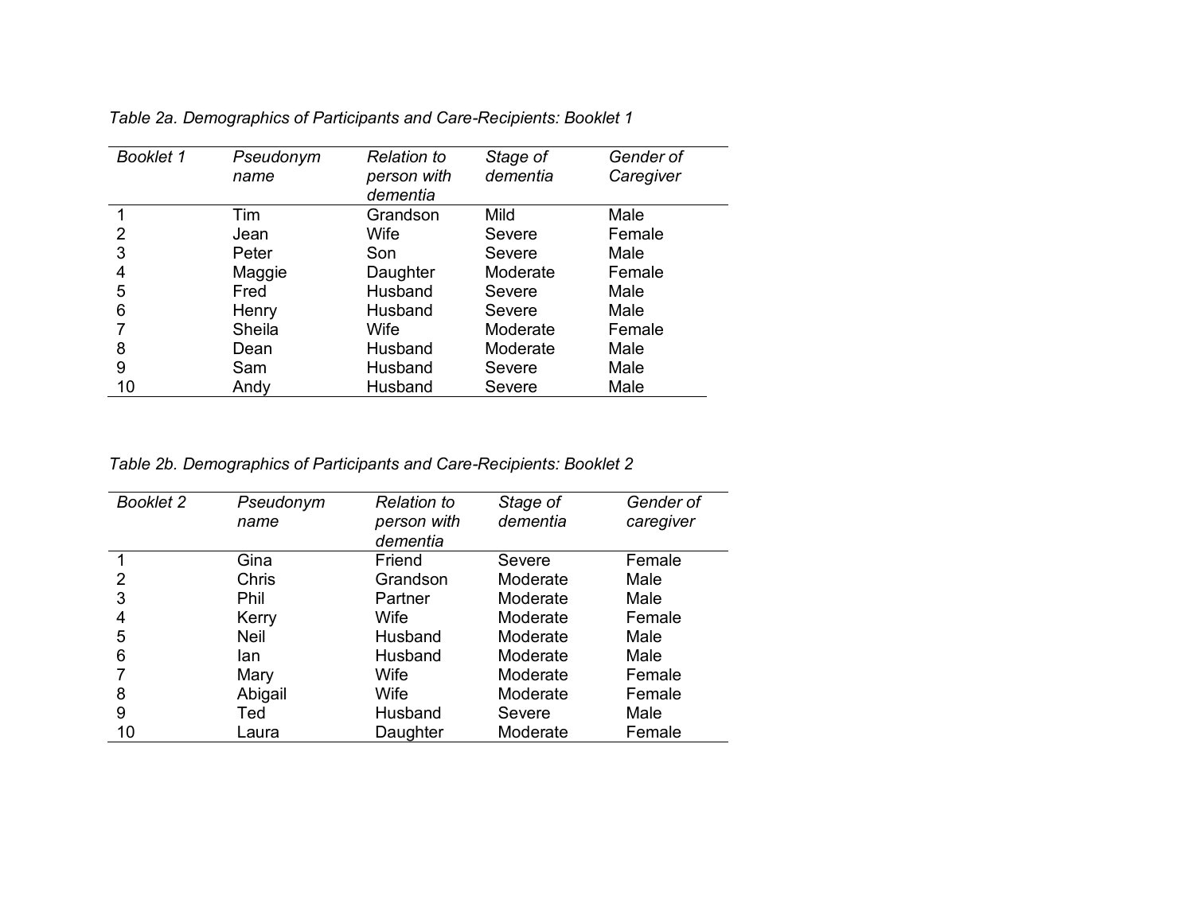*Table 2a. Demographics of Participants and Care-Recipients: Booklet 1*

| *Booklet 1* | *Pseudonym name* | *Relation to person with dementia* | *Stage of dementia* | *Gender of Caregiver* |
|---|---|---|---|---|
| 1 | Tim | Grandson | Mild | Male |
| 2 | Jean | Wife | Severe | Female |
| 3 | Peter | Son | Severe | Male |
| 4 | Maggie | Daughter | Moderate | Female |
| 5 | Fred | Husband | Severe | Male |
| 6 | Henry | Husband | Severe | Male |
| 7 | Sheila | Wife | Moderate | Female |
| 8 | Dean | Husband | Moderate | Male |
| 9 | Sam | Husband | Severe | Male |
| 10 | Andy | Husband | Severe | Male |

*Table 2b. Demographics of Participants and Care-Recipients: Booklet 2*

| *Booklet 2* | *Pseudonym name* | *Relation to person with dementia* | *Stage of dementia* | *Gender of caregiver* |
|---|---|---|---|---|
| 1 | Gina | Friend | Severe | Female |
| 2 | Chris | Grandson | Moderate | Male |
| 3 | Phil | Partner | Moderate | Male |
| 4 | Kerry | Wife | Moderate | Female |
| 5 | Neil | Husband | Moderate | Male |
| 6 | Ian | Husband | Moderate | Male |
| 7 | Mary | Wife | Moderate | Female |
| 8 | Abigail | Wife | Moderate | Female |
| 9 | Ted | Husband | Severe | Male |
| 10 | Laura | Daughter | Moderate | Female |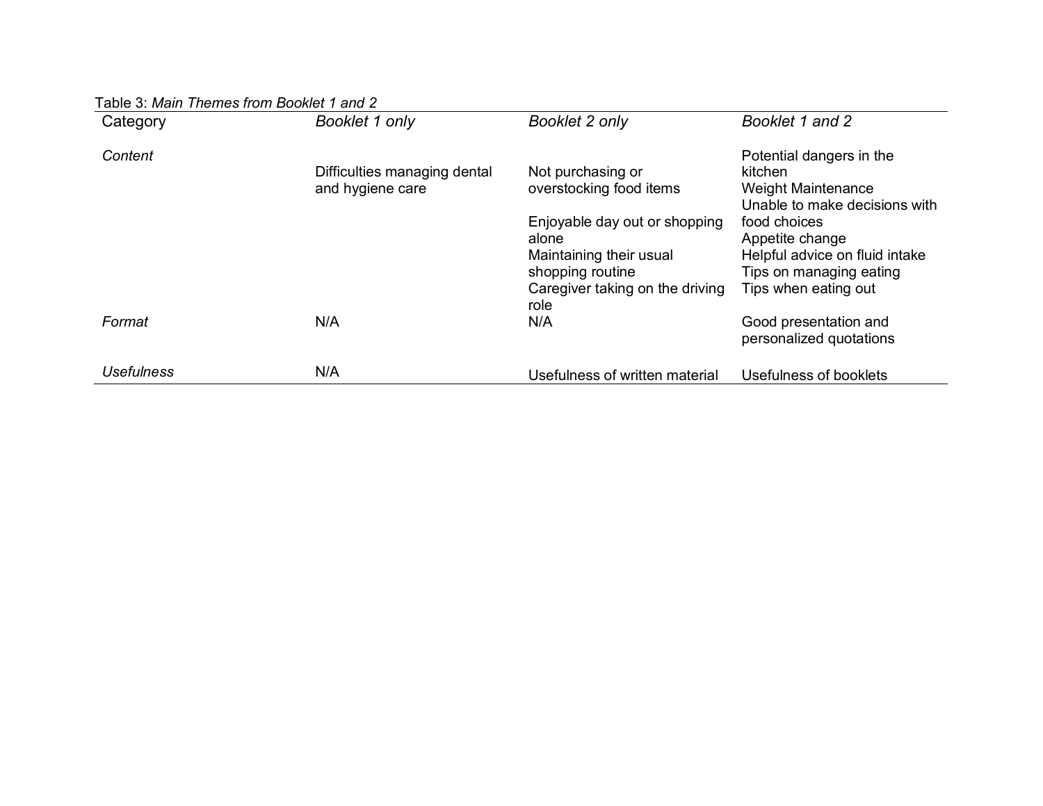Table 3: *Main Themes from Booklet 1 and 2*

| Category | *Booklet 1 only* | *Booklet 2 only* | *Booklet 1 and 2* |
|---|---|---|---|
| *Content* | Difficulties managing dental and hygiene care | Not purchasing or overstocking food items<br>Enjoyable day out or shopping alone<br>Maintaining their usual shopping routine<br>Caregiver taking on the driving role | Potential dangers in the kitchen<br>Weight Maintenance<br>Unable to make decisions with food choices<br>Appetite change<br>Helpful advice on fluid intake<br>Tips on managing eating<br>Tips when eating out |
| *Format* | N/A | N/A | Good presentation and personalized quotations |
| *Usefulness* | N/A | Usefulness of written material | Usefulness of booklets |